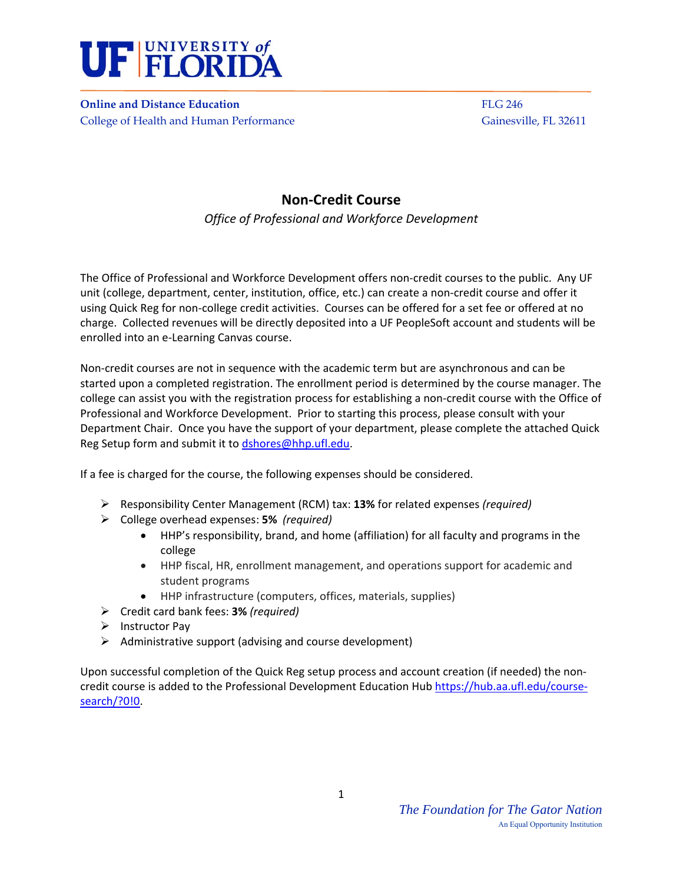**Online and Distance Education**
College of Health and Human Performance

FLG 246
Gainesville, FL 32611

## Non-Credit Course

*Office of Professional and Workforce Development*

The Office of Professional and Workforce Development offers non-credit courses to the public. Any UF unit (college, department, center, institution, office, etc.) can create a non-credit course and offer it using Quick Reg for non-college credit activities. Courses can be offered for a set fee or offered at no charge. Collected revenues will be directly deposited into a UF PeopleSoft account and students will be enrolled into an e-Learning Canvas course.

Non-credit courses are not in sequence with the academic term but are asynchronous and can be started upon a completed registration. The enrollment period is determined by the course manager. The college can assist you with the registration process for establishing a non-credit course with the Office of Professional and Workforce Development. Prior to starting this process, please consult with your Department Chair. Once you have the support of your department, please complete the attached Quick Reg Setup form and submit it to dshores@hhp.ufl.edu.

If a fee is charged for the course, the following expenses should be considered.

- Responsibility Center Management (RCM) tax: **13%** for related expenses *(required)*
- College overhead expenses: **5%** *(required)*
  - HHP's responsibility, brand, and home (affiliation) for all faculty and programs in the college
  - HHP fiscal, HR, enrollment management, and operations support for academic and student programs
  - HHP infrastructure (computers, offices, materials, supplies)
- Credit card bank fees: **3%** *(required)*
- Instructor Pay
- Administrative support (advising and course development)

Upon successful completion of the Quick Reg setup process and account creation (if needed) the non-credit course is added to the Professional Development Education Hub https://hub.aa.ufl.edu/course-search/?0!0.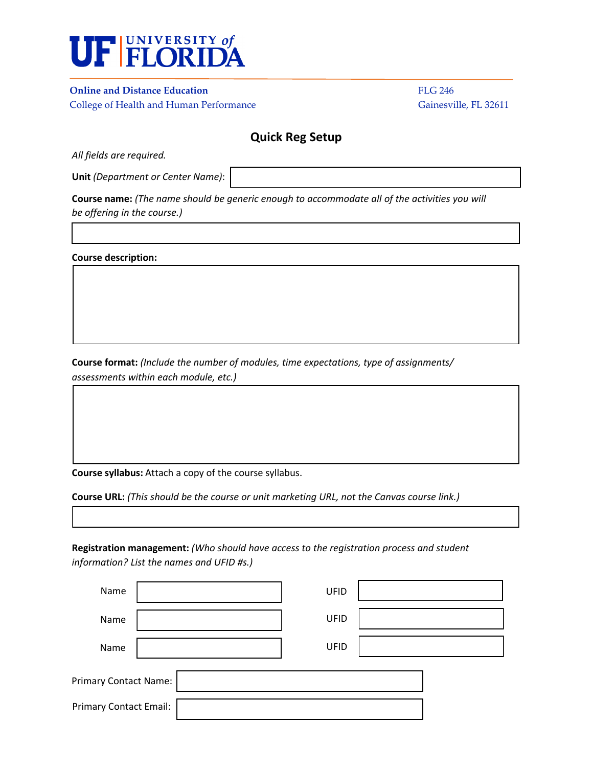UNIVERSITY of FLORIDA

**Online and Distance Education**
College of Health and Human Performance

FLG 246
Gainesville, FL 32611

## Quick Reg Setup

*All fields are required.*

**Unit** *(Department or Center Name)*:

**Course name:** *(The name should be generic enough to accommodate all of the activities you will be offering in the course.)*

**Course description:**

**Course format:** *(Include the number of modules, time expectations, type of assignments/ assessments within each module, etc.)*

**Course syllabus:** Attach a copy of the course syllabus.

**Course URL:** *(This should be the course or unit marketing URL, not the Canvas course link.)*

**Registration management:** *(Who should have access to the registration process and student information? List the names and UFID #s.)*

| Name | | UFID | |
|---|---|---|---|
| Name | | UFID | |
| Name | | UFID | |

Primary Contact Name:

Primary Contact Email: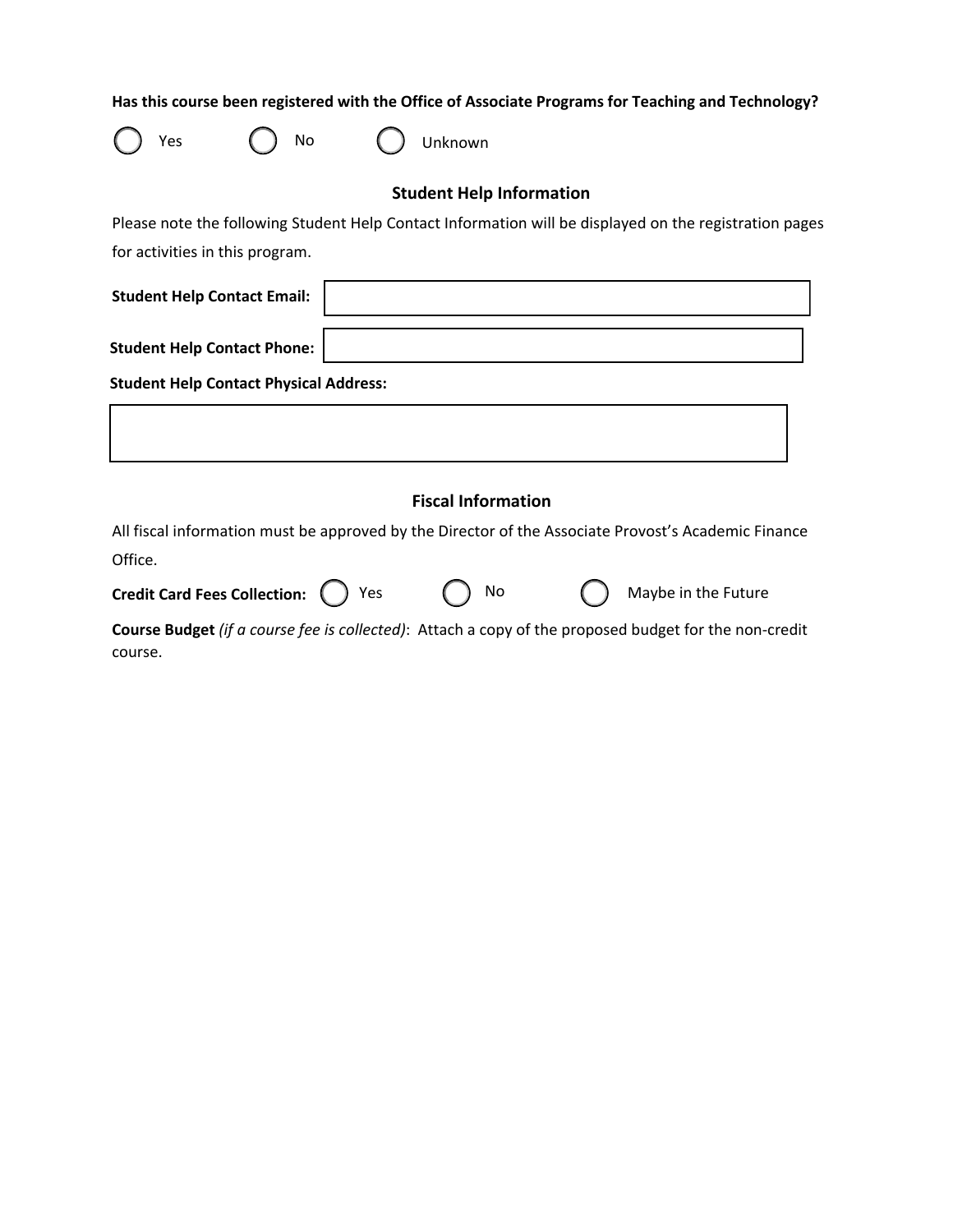**Has this course been registered with the Office of Associate Programs for Teaching and Technology?**

( ) Yes    ( ) No    ( ) Unknown

## Student Help Information

Please note the following Student Help Contact Information will be displayed on the registration pages for activities in this program.

**Student Help Contact Email:**

**Student Help Contact Phone:**

**Student Help Contact Physical Address:**

## Fiscal Information

All fiscal information must be approved by the Director of the Associate Provost's Academic Finance Office.

**Credit Card Fees Collection:** ( ) Yes    ( ) No    ( ) Maybe in the Future

**Course Budget** *(if a course fee is collected)*: Attach a copy of the proposed budget for the non-credit course.